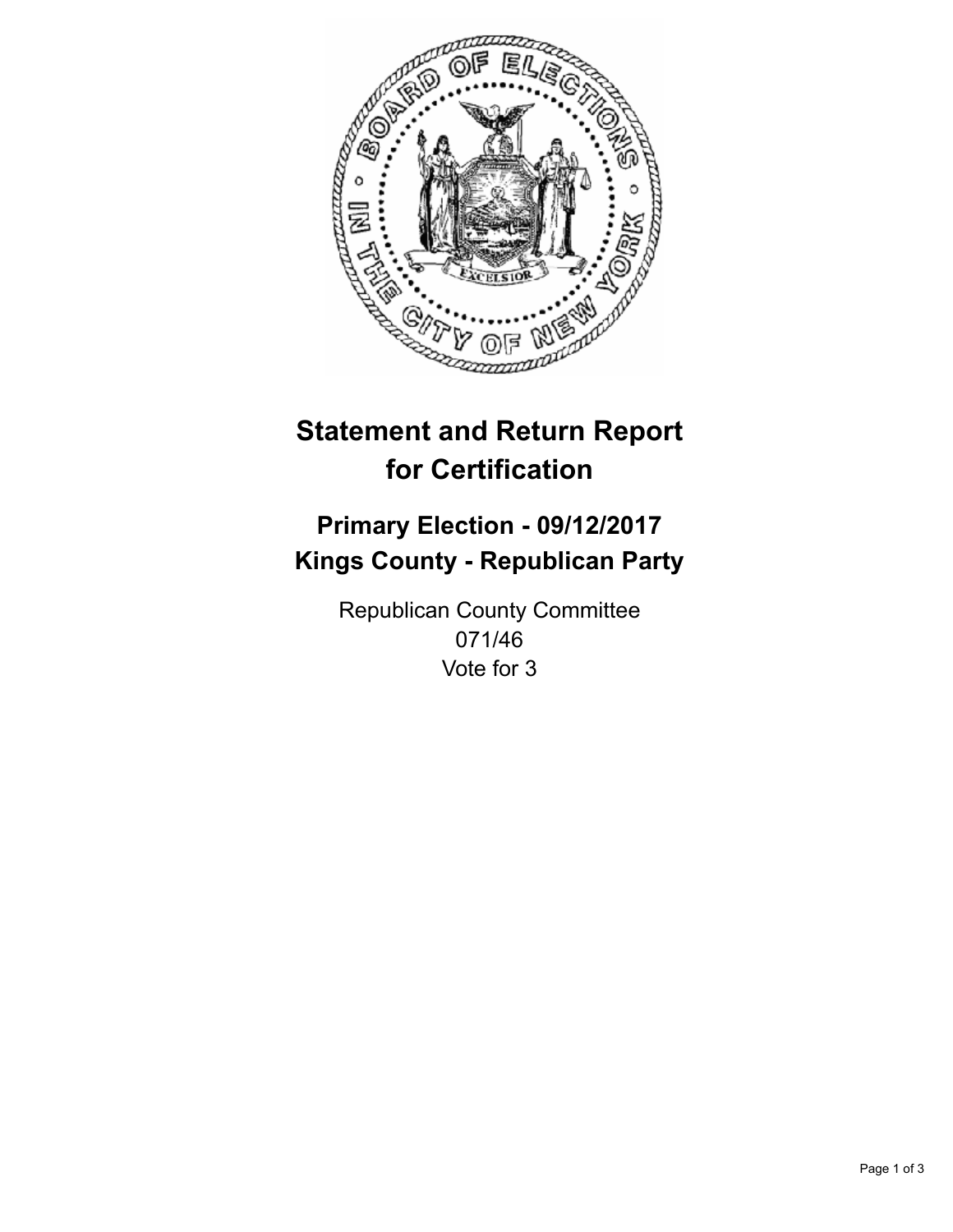# Statement and Return Report for Certification

## Primary Election - 09/12/2017
## Kings County - Republican Party

Republican County Committee
071/46
Vote for 3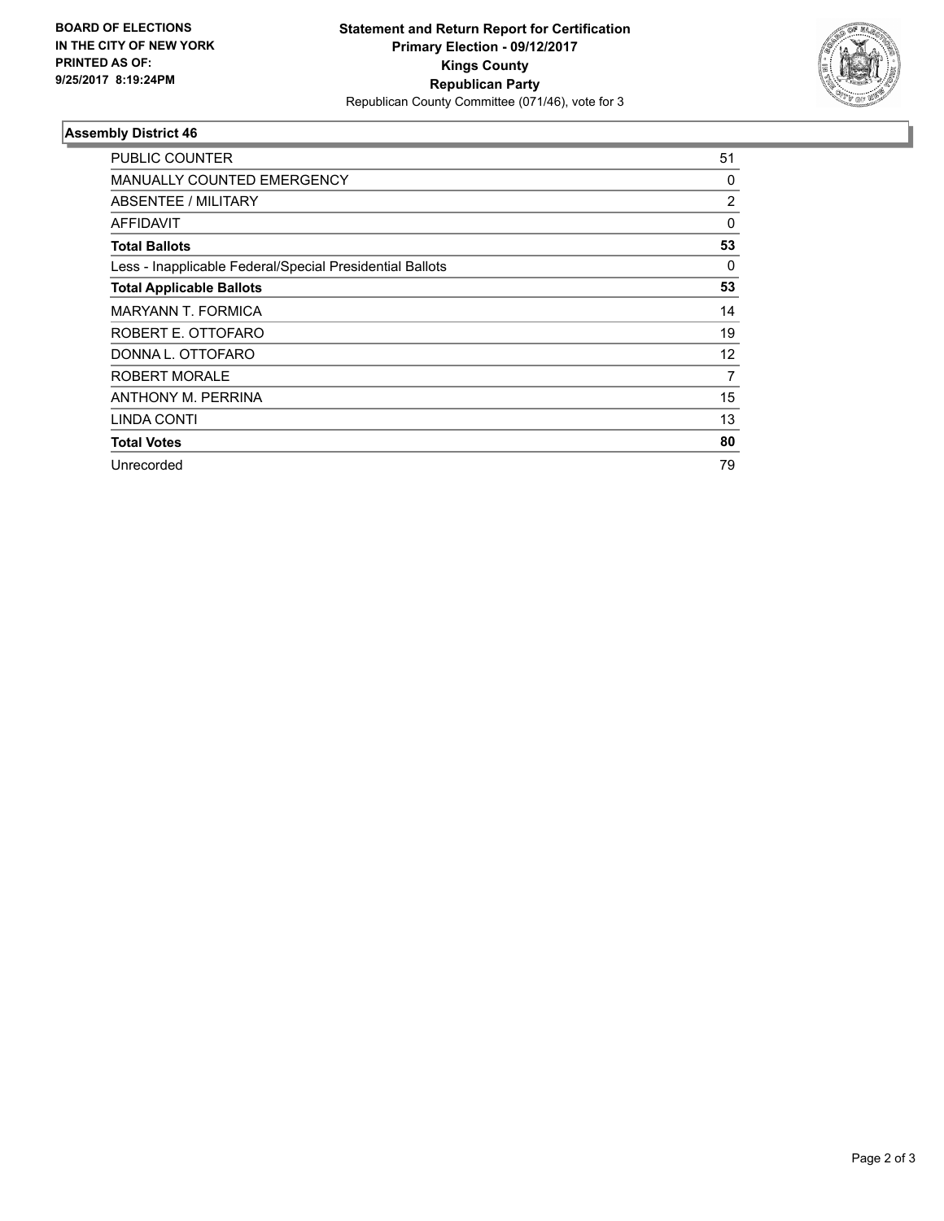**BOARD OF ELECTIONS IN THE CITY OF NEW YORK PRINTED AS OF: 9/25/2017 8:19:24PM**

**Statement and Return Report for Certification**
**Primary Election - 09/12/2017**
**Kings County**
**Republican Party**
Republican County Committee (071/46), vote for 3

## Assembly District 46

| | |
|---|---|
| PUBLIC COUNTER | 51 |
| MANUALLY COUNTED EMERGENCY | 0 |
| ABSENTEE / MILITARY | 2 |
| AFFIDAVIT | 0 |
| **Total Ballots** | **53** |
| Less - Inapplicable Federal/Special Presidential Ballots | 0 |
| **Total Applicable Ballots** | **53** |
| MARYANN T. FORMICA | 14 |
| ROBERT E. OTTOFARO | 19 |
| DONNA L. OTTOFARO | 12 |
| ROBERT MORALE | 7 |
| ANTHONY M. PERRINA | 15 |
| LINDA CONTI | 13 |
| **Total Votes** | **80** |
| Unrecorded | 79 |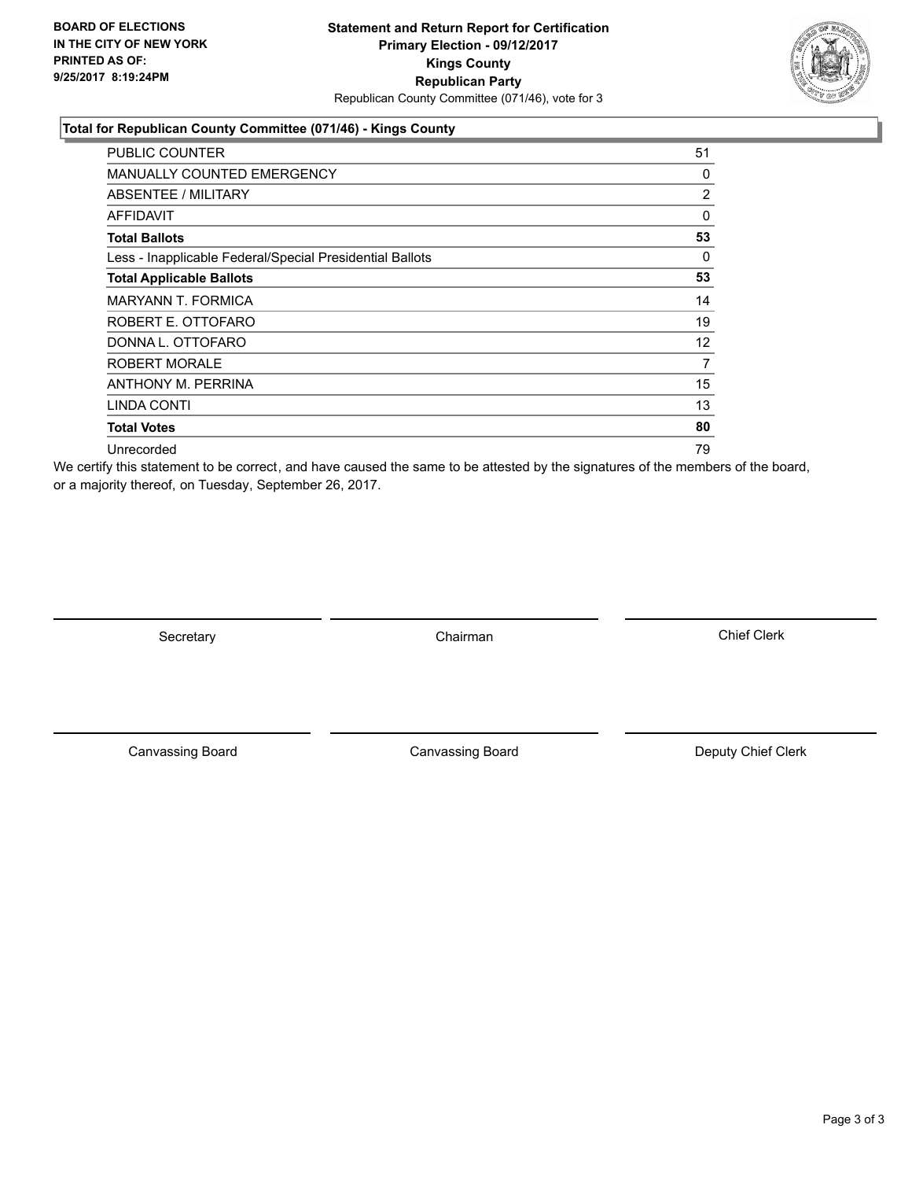**BOARD OF ELECTIONS IN THE CITY OF NEW YORK PRINTED AS OF: 9/25/2017 8:19:24PM**

**Statement and Return Report for Certification**
**Primary Election - 09/12/2017**
**Kings County**
**Republican Party**
Republican County Committee (071/46), vote for 3

### Total for Republican County Committee (071/46) - Kings County

| | |
|---|---|
| PUBLIC COUNTER | 51 |
| MANUALLY COUNTED EMERGENCY | 0 |
| ABSENTEE / MILITARY | 2 |
| AFFIDAVIT | 0 |
| **Total Ballots** | **53** |
| Less - Inapplicable Federal/Special Presidential Ballots | 0 |
| **Total Applicable Ballots** | **53** |
| MARYANN T. FORMICA | 14 |
| ROBERT E. OTTOFARO | 19 |
| DONNA L. OTTOFARO | 12 |
| ROBERT MORALE | 7 |
| ANTHONY M. PERRINA | 15 |
| LINDA CONTI | 13 |
| **Total Votes** | **80** |
| Unrecorded | 79 |

We certify this statement to be correct, and have caused the same to be attested by the signatures of the members of the board, or a majority thereof, on Tuesday, September 26, 2017.

Secretary

Chairman

Chief Clerk

Canvassing Board

Canvassing Board

Deputy Chief Clerk